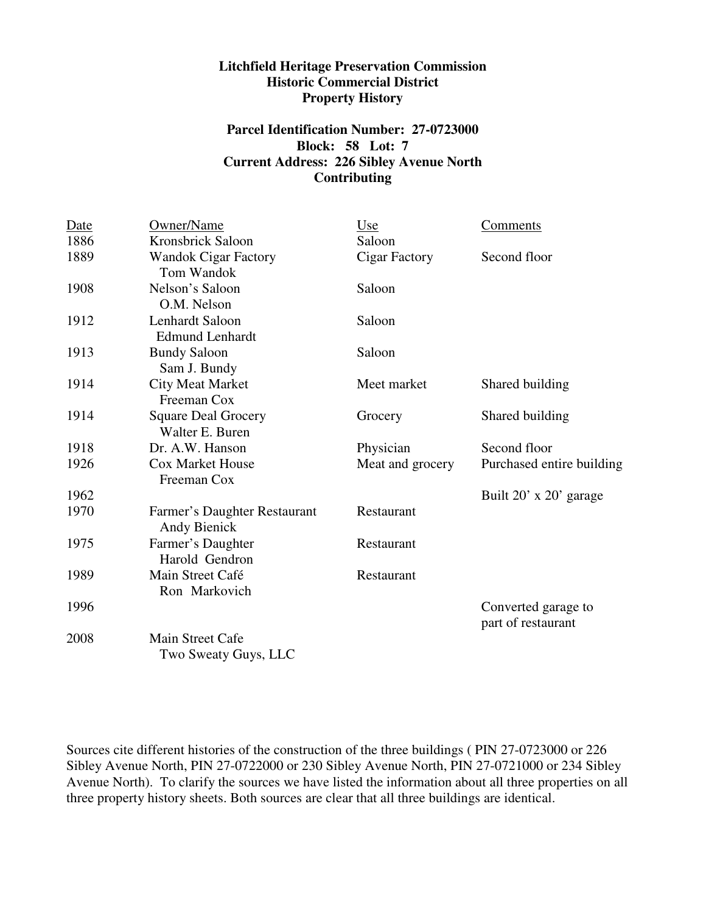**Litchfield Heritage Preservation Commission**
**Historic Commercial District**
**Property History**

**Parcel Identification Number: 27-0723000**
**Block: 58 Lot: 7**
**Current Address: 226 Sibley Avenue North**
**Contributing**

| Date | Owner/Name | Use | Comments |
|---|---|---|---|
| 1886 | Kronsbrick Saloon | Saloon | |
| 1889 | Wandok Cigar Factory<br>Tom Wandok | Cigar Factory | Second floor |
| 1908 | Nelson's Saloon<br>O.M. Nelson | Saloon | |
| 1912 | Lenhardt Saloon<br>Edmund Lenhardt | Saloon | |
| 1913 | Bundy Saloon<br>Sam J. Bundy | Saloon | |
| 1914 | City Meat Market<br>Freeman Cox | Meet market | Shared building |
| 1914 | Square Deal Grocery<br>Walter E. Buren | Grocery | Shared building |
| 1918 | Dr. A.W. Hanson | Physician | Second floor |
| 1926 | Cox Market House<br>Freeman Cox | Meat and grocery | Purchased entire building |
| 1962 | | | Built 20' x 20' garage |
| 1970 | Farmer's Daughter Restaurant<br>Andy Bienick | Restaurant | |
| 1975 | Farmer's Daughter<br>Harold Gendron | Restaurant | |
| 1989 | Main Street Café<br>Ron Markovich | Restaurant | |
| 1996 | | | Converted garage to part of restaurant |
| 2008 | Main Street Cafe<br>Two Sweaty Guys, LLC | | |

Sources cite different histories of the construction of the three buildings ( PIN 27-0723000 or 226 Sibley Avenue North, PIN 27-0722000 or 230 Sibley Avenue North, PIN 27-0721000 or 234 Sibley Avenue North). To clarify the sources we have listed the information about all three properties on all three property history sheets. Both sources are clear that all three buildings are identical.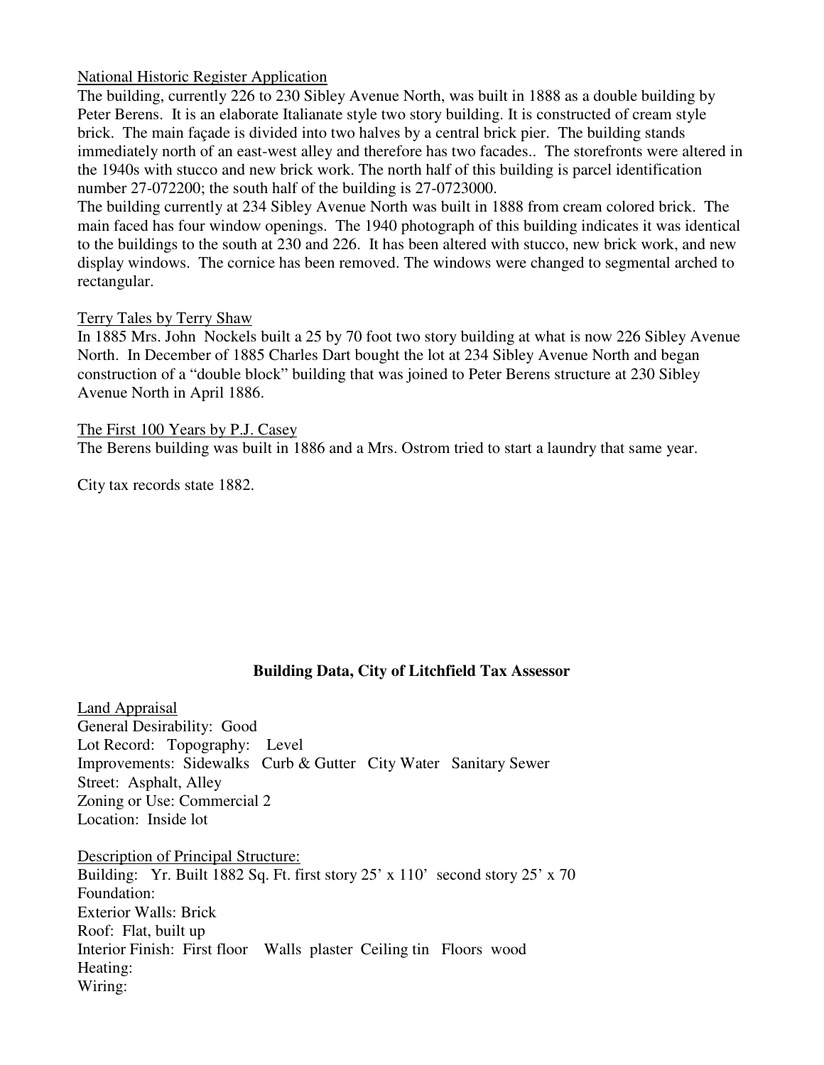National Historic Register Application

The building, currently 226 to 230 Sibley Avenue North, was built in 1888 as a double building by Peter Berens. It is an elaborate Italianate style two story building. It is constructed of cream style brick. The main façade is divided into two halves by a central brick pier. The building stands immediately north of an east-west alley and therefore has two facades.. The storefronts were altered in the 1940s with stucco and new brick work. The north half of this building is parcel identification number 27-072200; the south half of the building is 27-0723000.

The building currently at 234 Sibley Avenue North was built in 1888 from cream colored brick. The main faced has four window openings. The 1940 photograph of this building indicates it was identical to the buildings to the south at 230 and 226. It has been altered with stucco, new brick work, and new display windows. The cornice has been removed. The windows were changed to segmental arched to rectangular.

Terry Tales by Terry Shaw

In 1885 Mrs. John Nockels built a 25 by 70 foot two story building at what is now 226 Sibley Avenue North. In December of 1885 Charles Dart bought the lot at 234 Sibley Avenue North and began construction of a "double block" building that was joined to Peter Berens structure at 230 Sibley Avenue North in April 1886.

The First 100 Years by P.J. Casey

The Berens building was built in 1886 and a Mrs. Ostrom tried to start a laundry that same year.

City tax records state 1882.

**Building Data, City of Litchfield Tax Assessor**

Land Appraisal

General Desirability: Good

Lot Record: Topography: Level

Improvements: Sidewalks Curb & Gutter City Water Sanitary Sewer

Street: Asphalt, Alley

Zoning or Use: Commercial 2

Location: Inside lot

Description of Principal Structure:

Building: Yr. Built 1882 Sq. Ft. first story 25' x 110' second story 25' x 70

Foundation:

Exterior Walls: Brick

Roof: Flat, built up

Interior Finish: First floor Walls plaster Ceiling tin Floors wood

Heating:

Wiring: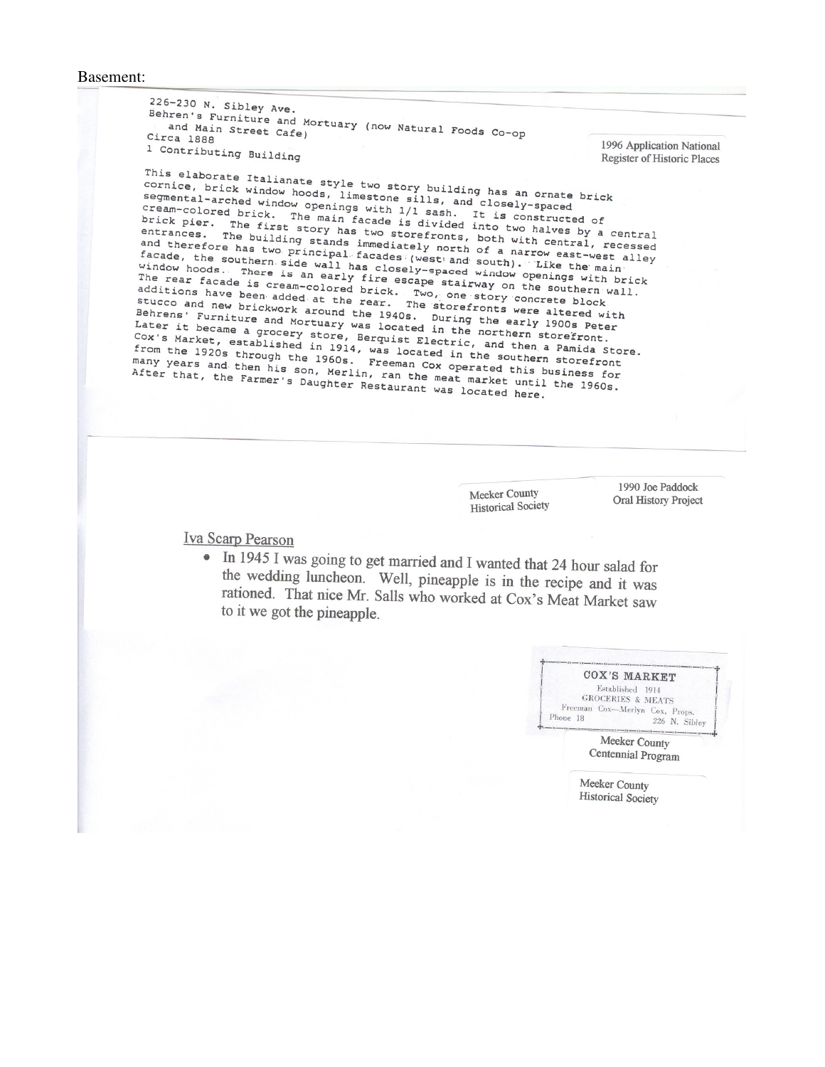Basement:

226-230 N. Sibley Ave.
Behren's Furniture and Mortuary (now Natural Foods Co-op and Main Street Cafe)
Circa 1888
1 Contributing Building

1996 Application National Register of Historic Places

This elaborate Italianate style two story building has an ornate brick cornice, brick window hoods, limestone sills, and closely-spaced segmental-arched window openings with 1/1 sash. It is constructed of cream-colored brick. The main facade is divided into two halves by a central brick pier. The first story has two storefronts, both with central, recessed entrances. The building stands immediately north of a narrow east-west alley and therefore has two principal facades (west and south). Like the main facade, the southern side wall has closely-spaced window openings with brick window hoods. There is an early fire escape stairway on the southern wall. The rear facade is cream-colored brick. Two, one story concrete block additions have been added at the rear. The storefronts were altered with stucco and new brickwork around the 1940s. During the early 1900s Peter Behrens' Furniture and Mortuary was located in the northern storefront. Later it became a grocery store, Berquist Electric, and then a Pamida Store. Cox's Market, established in 1914, was located in the southern storefront from the 1920s through the 1960s. Freeman Cox operated this business for many years and then his son, Merlin, ran the meat market until the 1960s. After that, the Farmer's Daughter Restaurant was located here.

Meeker County Historical Society

1990 Joe Paddock Oral History Project

Iva Scarp Pearson

- In 1945 I was going to get married and I wanted that 24 hour salad for the wedding luncheon. Well, pineapple is in the recipe and it was rationed. That nice Mr. Salls who worked at Cox's Meat Market saw to it we got the pineapple.

COX'S MARKET
Established 1914
GROCERIES & MEATS
Freeman Cox—Merlyn Cox, Props.
Phone 18 226 N. Sibley

Meeker County Centennial Program

Meeker County Historical Society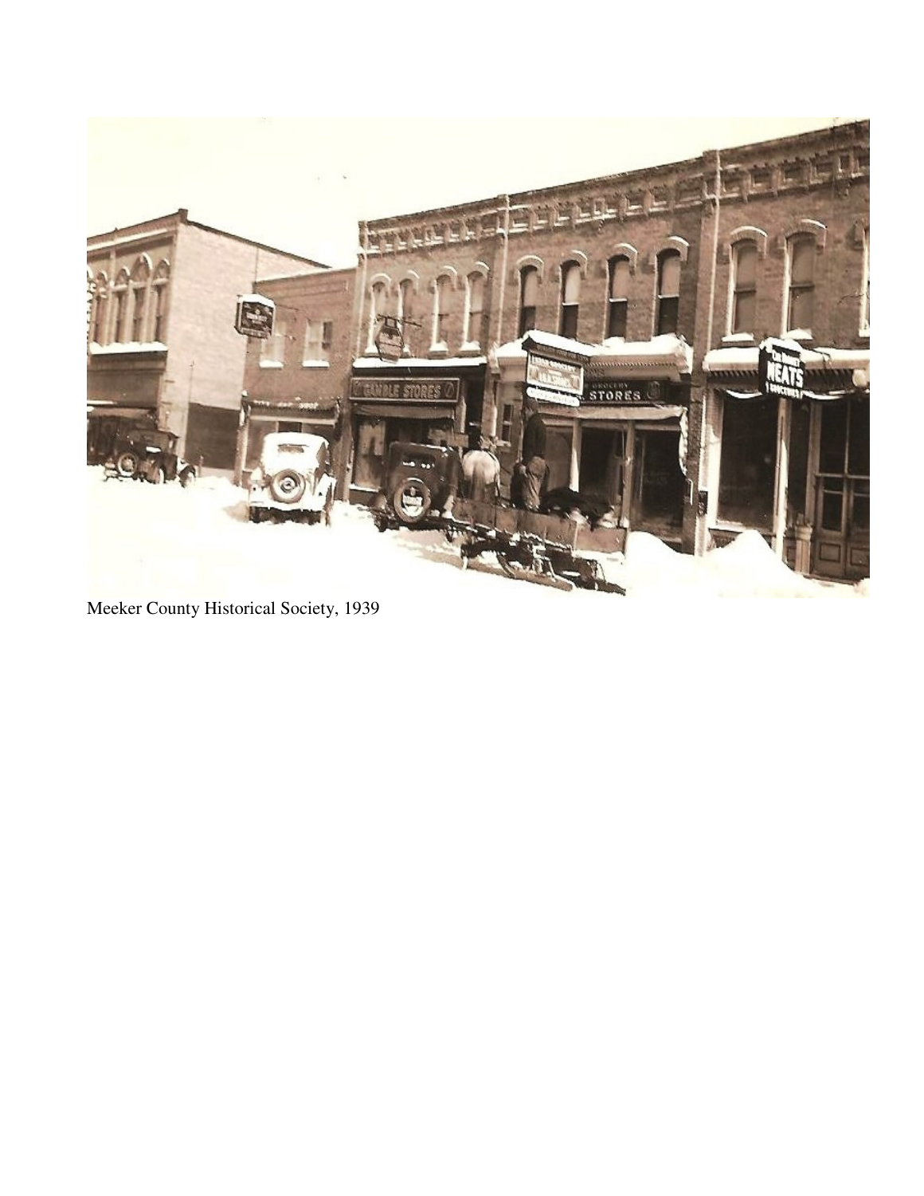Meeker County Historical Society, 1939